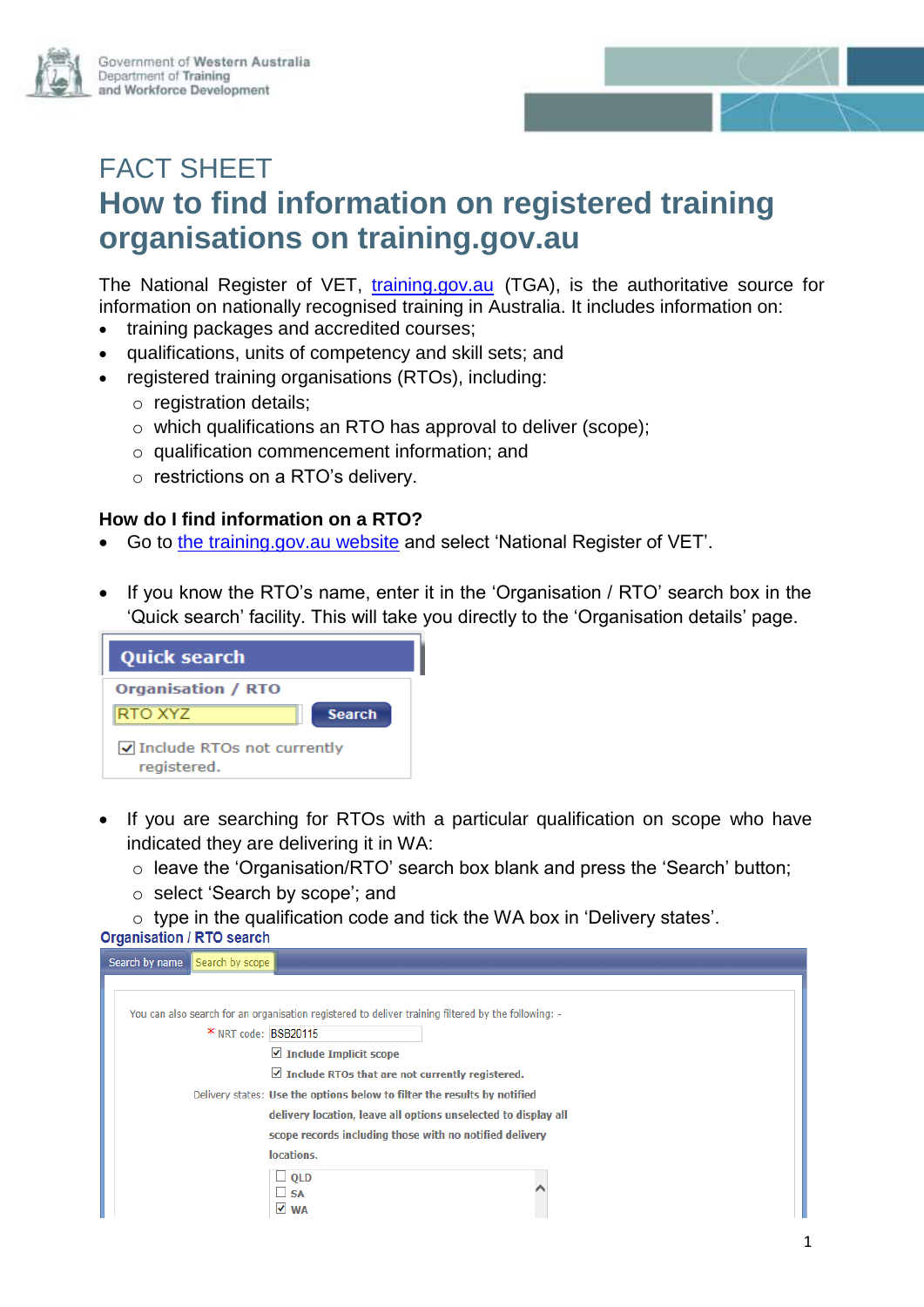Government of Western Australia
Department of Training and Workforce Development

# FACT SHEET

# How to find information on registered training organisations on training.gov.au

The National Register of VET, [training.gov.au](training.gov.au) (TGA), is the authoritative source for information on nationally recognised training in Australia. It includes information on:

- training packages and accredited courses;
- qualifications, units of competency and skill sets; and
- registered training organisations (RTOs), including:
  - registration details;
  - which qualifications an RTO has approval to deliver (scope);
  - qualification commencement information; and
  - restrictions on a RTO's delivery.

### How do I find information on a RTO?

- Go to [the training.gov.au website](training.gov.au) and select 'National Register of VET'.

- If you know the RTO's name, enter it in the 'Organisation / RTO' search box in the 'Quick search' facility. This will take you directly to the 'Organisation details' page.

Quick search

Organisation / RTO

RTO XYZ [Search]

☑ Include RTOs not currently registered.

- If you are searching for RTOs with a particular qualification on scope who have indicated they are delivering it in WA:
  - leave the 'Organisation/RTO' search box blank and press the 'Search' button;
  - select 'Search by scope'; and
  - type in the qualification code and tick the WA box in 'Delivery states'.

Organisation / RTO search

Search by name | Search by scope

You can also search for an organisation registered to deliver training filtered by the following: -

\* NRT code: BSB20115

☑ Include Implicit scope

☑ Include RTOs that are not currently registered.

Delivery states: Use the options below to filter the results by notified delivery location, leave all options unselected to display all scope records including those with no notified delivery locations.

☐ QLD
☐ SA
☑ WA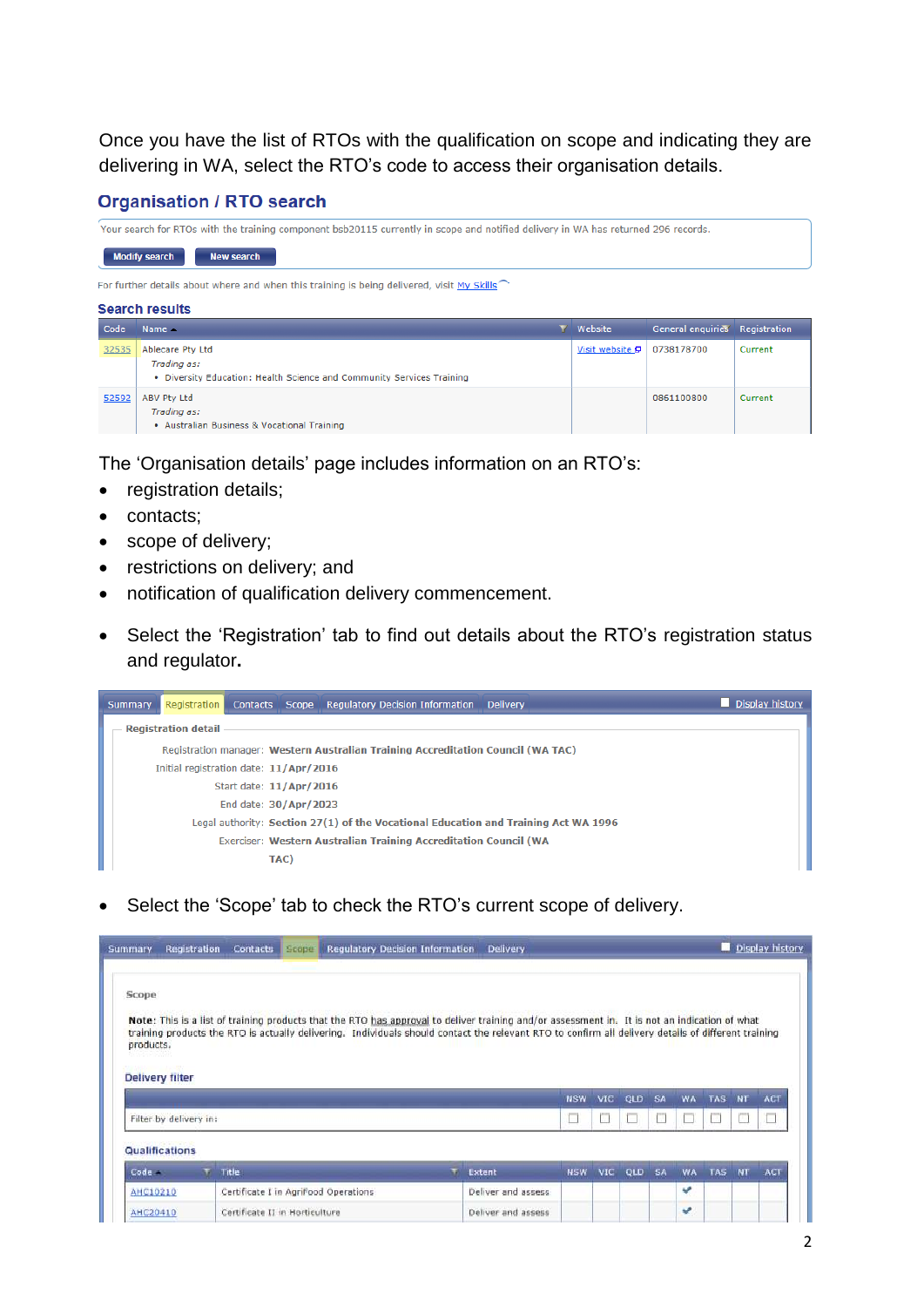Once you have the list of RTOs with the qualification on scope and indicating they are delivering in WA, select the RTO's code to access their organisation details.

## Organisation / RTO search

Your search for RTOs with the training component bsb20115 currently in scope and notified delivery in WA has returned 296 records.

Modify search | New search

For further details about where and when this training is being delivered, visit My Skills

### Search results

| Code | Name | Website | General enquiries | Registration |
|---|---|---|---|---|
| 32535 | Ablecare Pty Ltd<br>*Trading as:*<br>• Diversity Education: Health Science and Community Services Training | Visit website | 0738178700 | Current |
| 52592 | ABV Pty Ltd<br>*Trading as:*<br>• Australian Business & Vocational Training | | 0861100800 | Current |

The 'Organisation details' page includes information on an RTO's:

- registration details;
- contacts;
- scope of delivery;
- restrictions on delivery; and
- notification of qualification delivery commencement.

- Select the 'Registration' tab to find out details about the RTO's registration status and regulator**.**

Summary | Registration | Contacts | Scope | Regulatory Decision Information | Delivery | Display history

**Registration detail**

Registration manager: **Western Australian Training Accreditation Council (WA TAC)**
Initial registration date: **11/Apr/2016**
Start date: **11/Apr/2016**
End date: **30/Apr/2023**
Legal authority: **Section 27(1) of the Vocational Education and Training Act WA 1996**
Exerciser: **Western Australian Training Accreditation Council (WA TAC)**

- Select the 'Scope' tab to check the RTO's current scope of delivery.

Summary | Registration | Contacts | Scope | Regulatory Decision Information | Delivery | Display history

**Scope**

**Note:** This is a list of training products that the RTO has approval to deliver training and/or assessment in. It is not an indication of what training products the RTO is actually delivering. Individuals should contact the relevant RTO to confirm all delivery details of different training products.

**Delivery filter**

| | NSW | VIC | QLD | SA | WA | TAS | NT | ACT |
|---|---|---|---|---|---|---|---|---|
| Filter by delivery in: | ☐ | ☐ | ☐ | ☐ | ☐ | ☐ | ☐ | ☐ |

**Qualifications**

| Code | Title | Extent | NSW | VIC | QLD | SA | WA | TAS | NT | ACT |
|---|---|---|---|---|---|---|---|---|---|---|
| AHC10210 | Certificate I in AgriFood Operations | Deliver and assess | | | | | ✔ | | | |
| AHC20410 | Certificate II in Horticulture | Deliver and assess | | | | | ✔ | | | |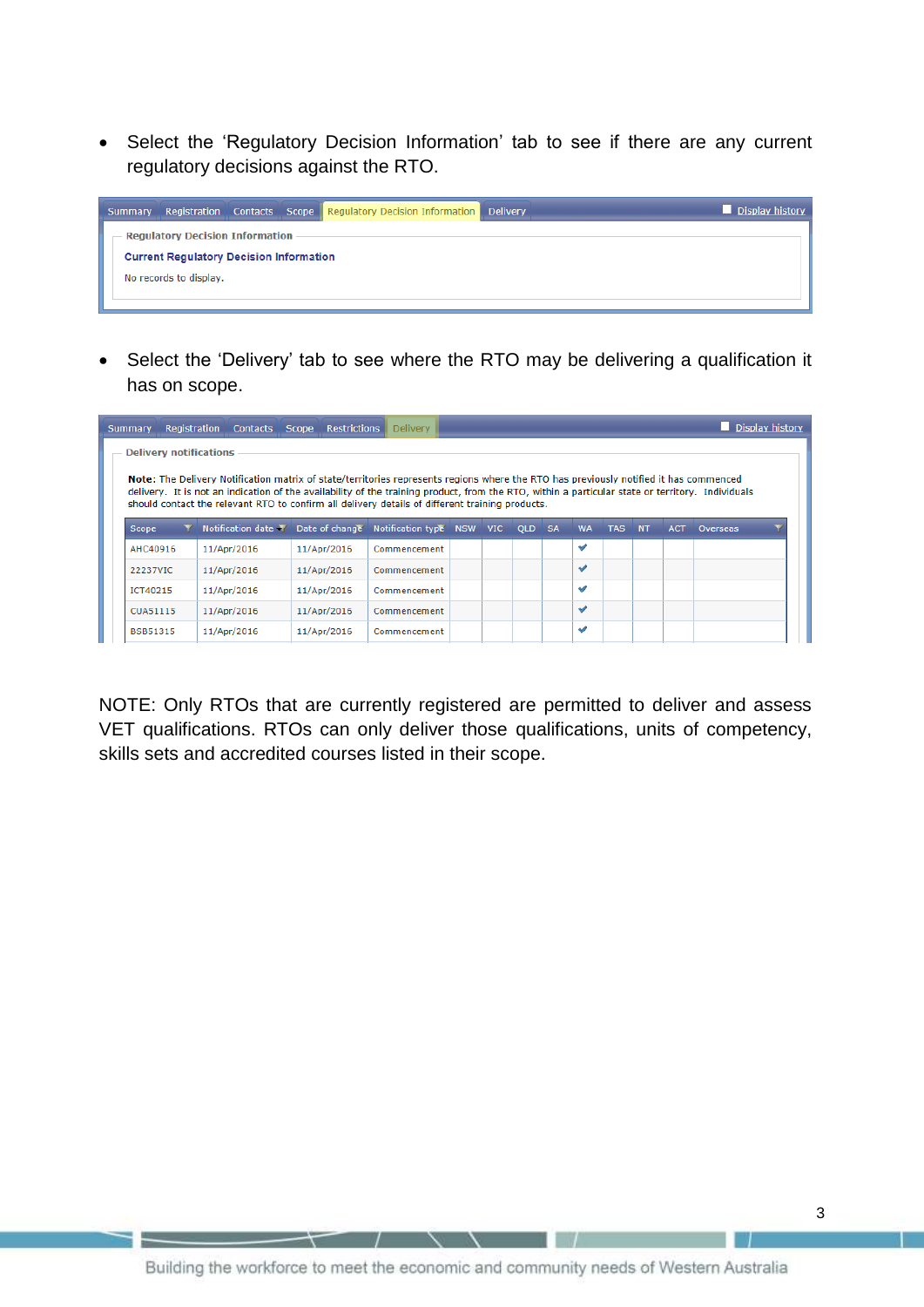- Select the 'Regulatory Decision Information' tab to see if there are any current regulatory decisions against the RTO.

Summary | Registration | Contacts | Scope | Regulatory Decision Information | Delivery | Display history

Regulatory Decision Information

**Current Regulatory Decision Information**

No records to display.

- Select the 'Delivery' tab to see where the RTO may be delivering a qualification it has on scope.

Summary | Registration | Contacts | Scope | Restrictions | Delivery | Display history

**Delivery notifications**

**Note:** The Delivery Notification matrix of state/territories represents regions where the RTO has previously notified it has commenced delivery. It is not an indication of the availability of the training product, from the RTO, within a particular state or territory. Individuals should contact the relevant RTO to confirm all delivery details of different training products.

| Scope | Notification date | Date of change | Notification type | NSW | VIC | QLD | SA | WA | TAS | NT | ACT | Overseas |
|---|---|---|---|---|---|---|---|---|---|---|---|---|
| AHC40916 | 11/Apr/2016 | 11/Apr/2016 | Commencement | | | | | ✔ | | | | |
| 22237VIC | 11/Apr/2016 | 11/Apr/2016 | Commencement | | | | | ✔ | | | | |
| ICT40215 | 11/Apr/2016 | 11/Apr/2016 | Commencement | | | | | ✔ | | | | |
| CUA51115 | 11/Apr/2016 | 11/Apr/2016 | Commencement | | | | | ✔ | | | | |
| BSB51315 | 11/Apr/2016 | 11/Apr/2016 | Commencement | | | | | ✔ | | | | |

NOTE: Only RTOs that are currently registered are permitted to deliver and assess VET qualifications. RTOs can only deliver those qualifications, units of competency, skills sets and accredited courses listed in their scope.